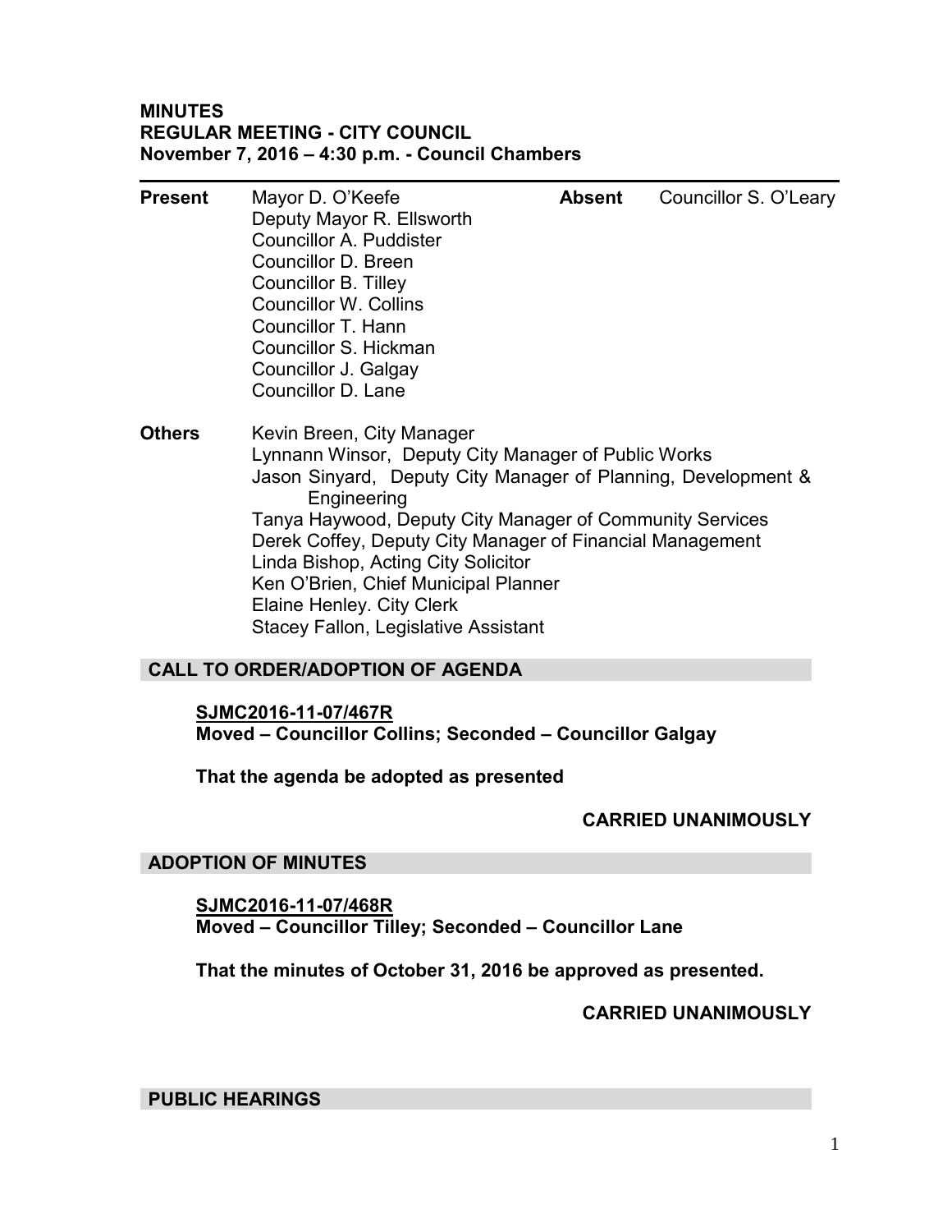**MINUTES**
**REGULAR MEETING - CITY COUNCIL**
**November 7, 2016 – 4:30 p.m. - Council Chambers**

---

**Present** Mayor D. O'Keefe
Deputy Mayor R. Ellsworth
Councillor A. Puddister
Councillor D. Breen
Councillor B. Tilley
Councillor W. Collins
Councillor T. Hann
Councillor S. Hickman
Councillor J. Galgay
Councillor D. Lane

**Absent** Councillor S. O'Leary

**Others** Kevin Breen, City Manager
Lynnann Winsor, Deputy City Manager of Public Works
Jason Sinyard, Deputy City Manager of Planning, Development & Engineering
Tanya Haywood, Deputy City Manager of Community Services
Derek Coffey, Deputy City Manager of Financial Management
Linda Bishop, Acting City Solicitor
Ken O'Brien, Chief Municipal Planner
Elaine Henley. City Clerk
Stacey Fallon, Legislative Assistant

## CALL TO ORDER/ADOPTION OF AGENDA

**SJMC2016-11-07/467R**
**Moved – Councillor Collins; Seconded – Councillor Galgay**

**That the agenda be adopted as presented**

**CARRIED UNANIMOUSLY**

## ADOPTION OF MINUTES

**SJMC2016-11-07/468R**
**Moved – Councillor Tilley; Seconded – Councillor Lane**

**That the minutes of October 31, 2016 be approved as presented.**

**CARRIED UNANIMOUSLY**

## PUBLIC HEARINGS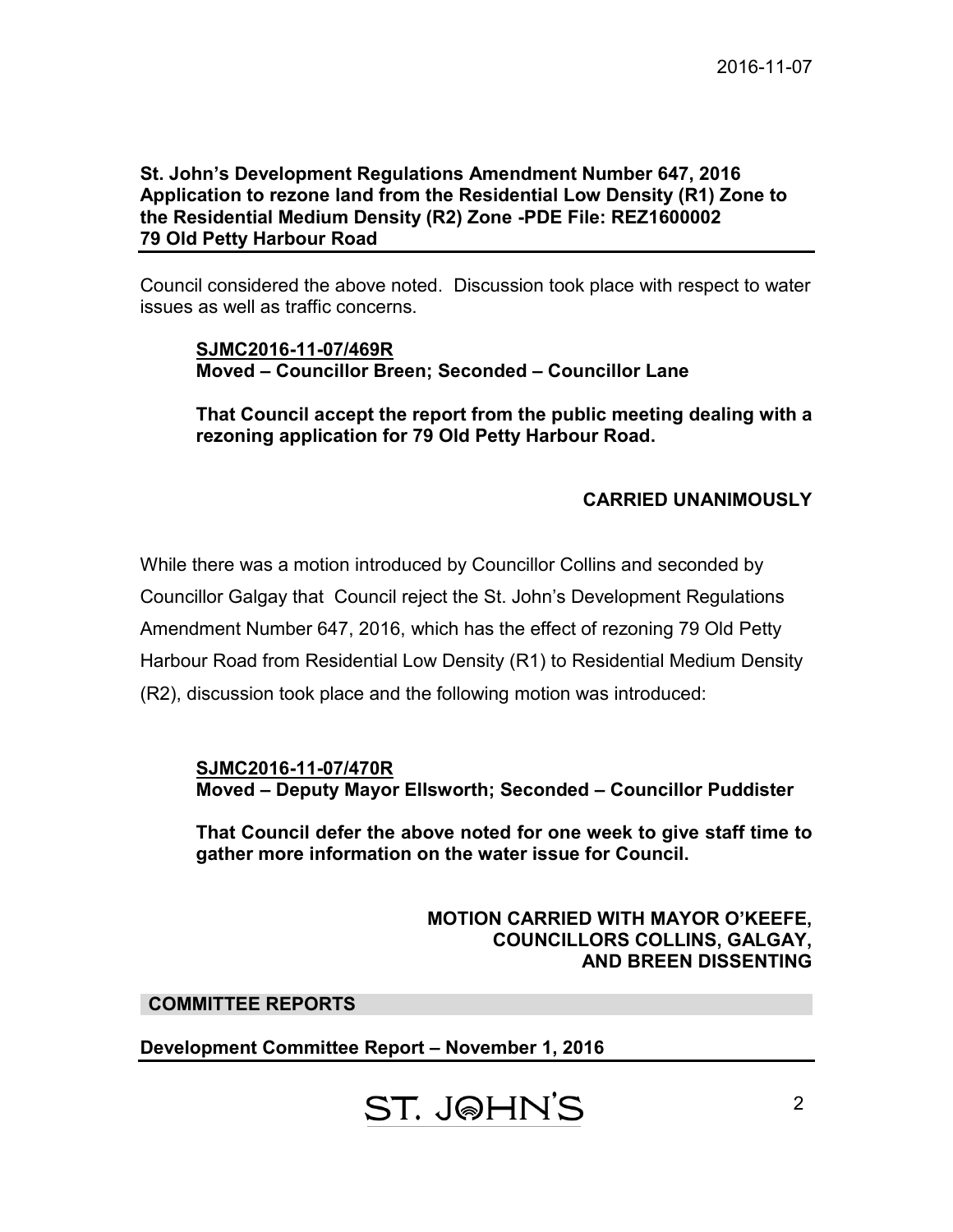**St. John's Development Regulations Amendment Number 647, 2016**
**Application to rezone land from the Residential Low Density (R1) Zone to the Residential Medium Density (R2) Zone -PDE File: REZ1600002**
**79 Old Petty Harbour Road**

Council considered the above noted. Discussion took place with respect to water issues as well as traffic concerns.

> **SJMC2016-11-07/469R**
> **Moved – Councillor Breen; Seconded – Councillor Lane**
>
> **That Council accept the report from the public meeting dealing with a rezoning application for 79 Old Petty Harbour Road.**
>
> **CARRIED UNANIMOUSLY**

While there was a motion introduced by Councillor Collins and seconded by Councillor Galgay that Council reject the St. John's Development Regulations Amendment Number 647, 2016, which has the effect of rezoning 79 Old Petty Harbour Road from Residential Low Density (R1) to Residential Medium Density (R2), discussion took place and the following motion was introduced:

> **SJMC2016-11-07/470R**
> **Moved – Deputy Mayor Ellsworth; Seconded – Councillor Puddister**
>
> **That Council defer the above noted for one week to give staff time to gather more information on the water issue for Council.**
>
> **MOTION CARRIED WITH MAYOR O'KEEFE, COUNCILLORS COLLINS, GALGAY, AND BREEN DISSENTING**

## COMMITTEE REPORTS

**Development Committee Report – November 1, 2016**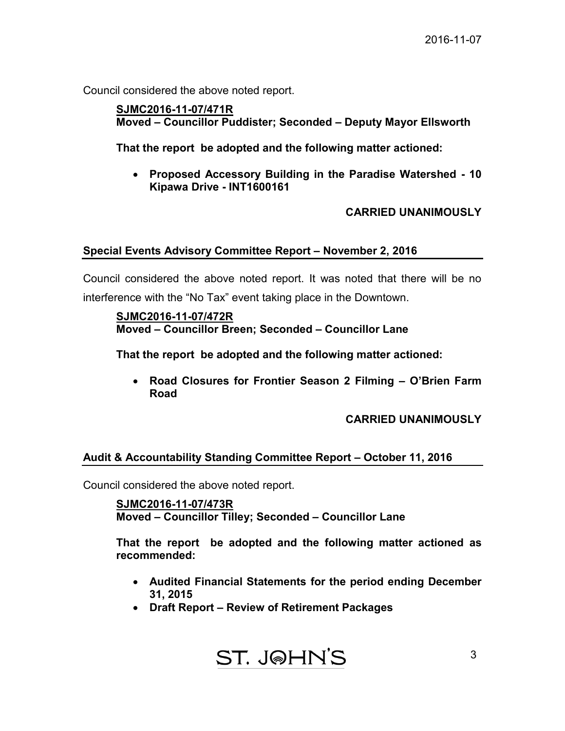Council considered the above noted report.

**SJMC2016-11-07/471R**
**Moved – Councillor Puddister; Seconded – Deputy Mayor Ellsworth**

**That the report be adopted and the following matter actioned:**

- **Proposed Accessory Building in the Paradise Watershed - 10 Kipawa Drive - INT1600161**

**CARRIED UNANIMOUSLY**

## Special Events Advisory Committee Report – November 2, 2016

Council considered the above noted report. It was noted that there will be no interference with the "No Tax" event taking place in the Downtown.

**SJMC2016-11-07/472R**
**Moved – Councillor Breen; Seconded – Councillor Lane**

**That the report be adopted and the following matter actioned:**

- **Road Closures for Frontier Season 2 Filming – O'Brien Farm Road**

**CARRIED UNANIMOUSLY**

## Audit & Accountability Standing Committee Report – October 11, 2016

Council considered the above noted report.

**SJMC2016-11-07/473R**
**Moved – Councillor Tilley; Seconded – Councillor Lane**

**That the report be adopted and the following matter actioned as recommended:**

- **Audited Financial Statements for the period ending December 31, 2015**
- **Draft Report – Review of Retirement Packages**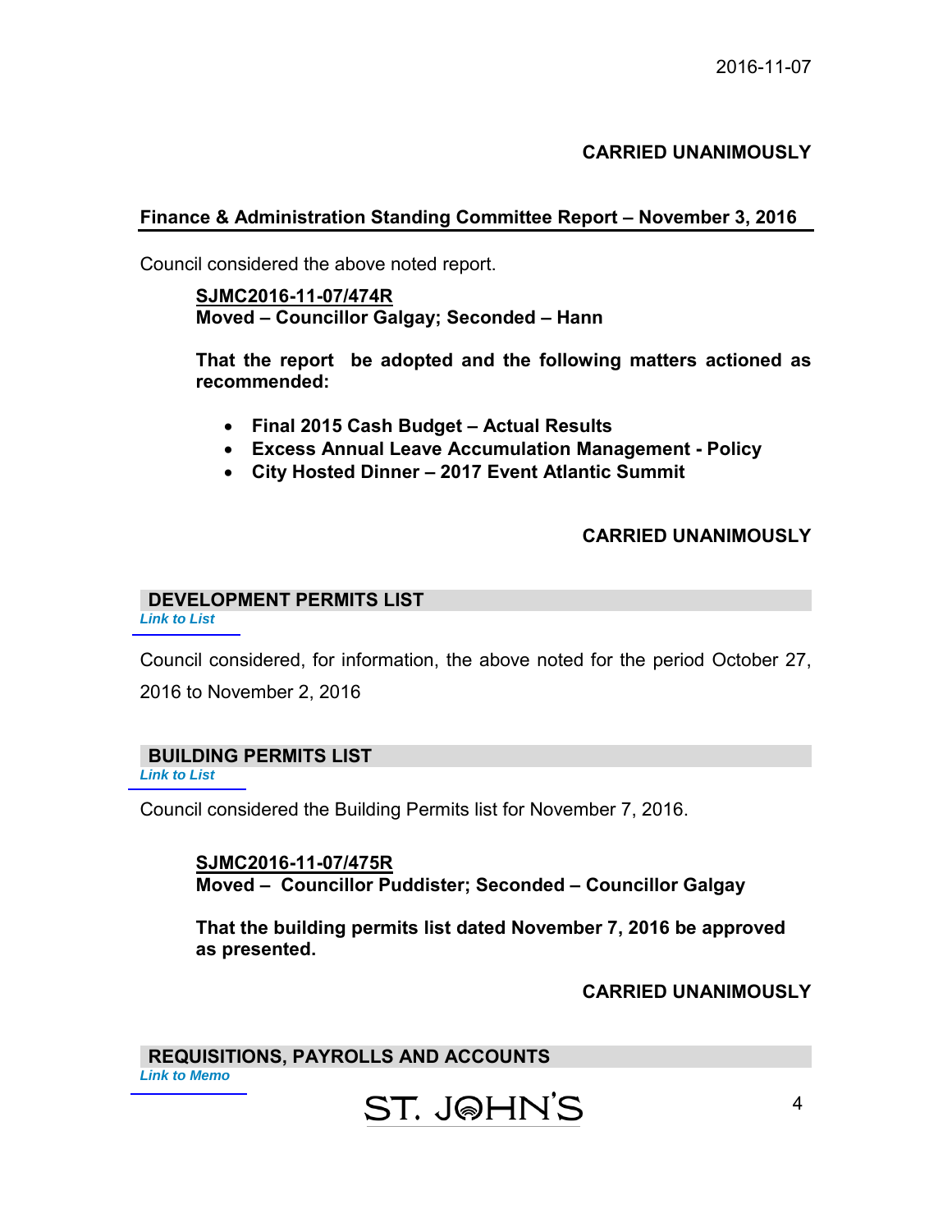**CARRIED UNANIMOUSLY**

## Finance & Administration Standing Committee Report – November 3, 2016

Council considered the above noted report.

**SJMC2016-11-07/474R**
**Moved – Councillor Galgay; Seconded – Hann**

**That the report be adopted and the following matters actioned as recommended:**

- **Final 2015 Cash Budget – Actual Results**
- **Excess Annual Leave Accumulation Management - Policy**
- **City Hosted Dinner – 2017 Event Atlantic Summit**

**CARRIED UNANIMOUSLY**

## DEVELOPMENT PERMITS LIST

*Link to List*

Council considered, for information, the above noted for the period October 27, 2016 to November 2, 2016

## BUILDING PERMITS LIST

*Link to List*

Council considered the Building Permits list for November 7, 2016.

**SJMC2016-11-07/475R**
**Moved – Councillor Puddister; Seconded – Councillor Galgay**

**That the building permits list dated November 7, 2016 be approved as presented.**

**CARRIED UNANIMOUSLY**

## REQUISITIONS, PAYROLLS AND ACCOUNTS

*Link to Memo*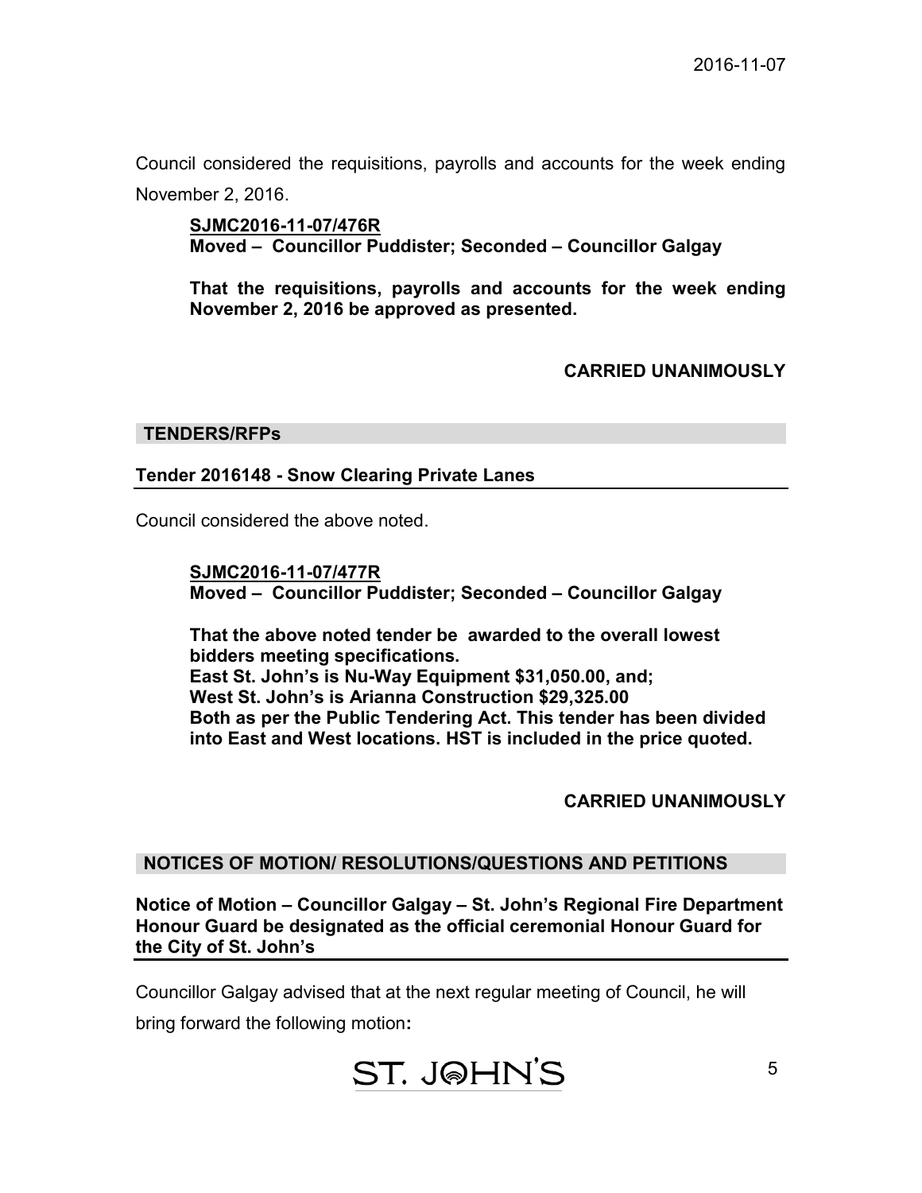Council considered the requisitions, payrolls and accounts for the week ending November 2, 2016.

> **SJMC2016-11-07/476R**
> **Moved – Councillor Puddister; Seconded – Councillor Galgay**
>
> **That the requisitions, payrolls and accounts for the week ending November 2, 2016 be approved as presented.**

**CARRIED UNANIMOUSLY**

## TENDERS/RFPs

### Tender 2016148 - Snow Clearing Private Lanes

Council considered the above noted.

> **SJMC2016-11-07/477R**
> **Moved – Councillor Puddister; Seconded – Councillor Galgay**
>
> **That the above noted tender be awarded to the overall lowest bidders meeting specifications.**
> **East St. John's is Nu-Way Equipment $31,050.00, and;**
> **West St. John's is Arianna Construction $29,325.00**
> **Both as per the Public Tendering Act. This tender has been divided into East and West locations. HST is included in the price quoted.**

**CARRIED UNANIMOUSLY**

## NOTICES OF MOTION/ RESOLUTIONS/QUESTIONS AND PETITIONS

### Notice of Motion – Councillor Galgay – St. John's Regional Fire Department Honour Guard be designated as the official ceremonial Honour Guard for the City of St. John's

Councillor Galgay advised that at the next regular meeting of Council, he will bring forward the following motion**:**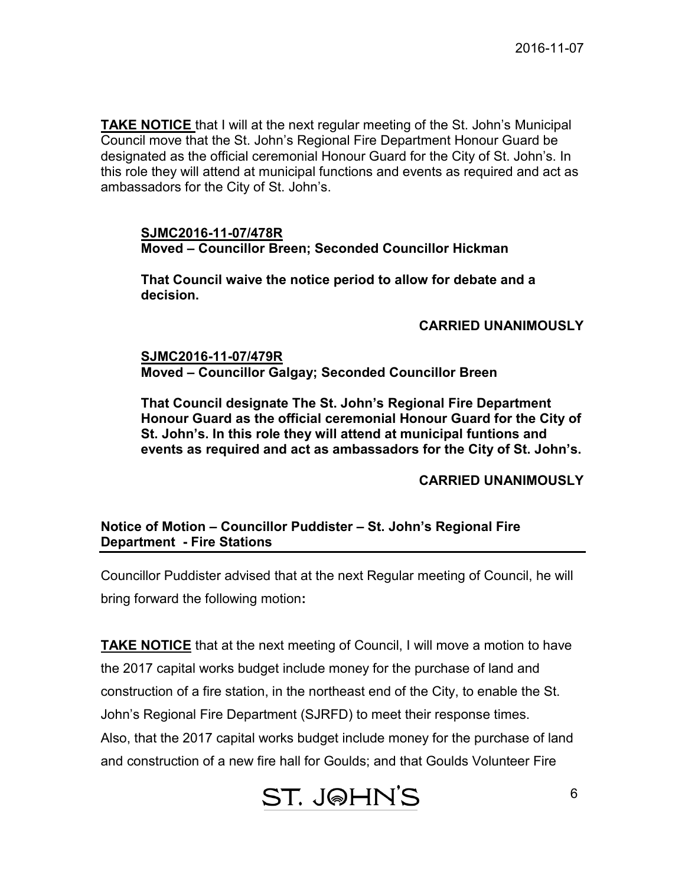**TAKE NOTICE** that I will at the next regular meeting of the St. John's Municipal Council move that the St. John's Regional Fire Department Honour Guard be designated as the official ceremonial Honour Guard for the City of St. John's. In this role they will attend at municipal functions and events as required and act as ambassadors for the City of St. John's.

**SJMC2016-11-07/478R**
**Moved – Councillor Breen; Seconded Councillor Hickman**

**That Council waive the notice period to allow for debate and a decision.**

**CARRIED UNANIMOUSLY**

**SJMC2016-11-07/479R**
**Moved – Councillor Galgay; Seconded Councillor Breen**

**That Council designate The St. John's Regional Fire Department Honour Guard as the official ceremonial Honour Guard for the City of St. John's. In this role they will attend at municipal funtions and events as required and act as ambassadors for the City of St. John's.**

**CARRIED UNANIMOUSLY**

## Notice of Motion – Councillor Puddister – St. John's Regional Fire Department - Fire Stations

Councillor Puddister advised that at the next Regular meeting of Council, he will bring forward the following motion**:**

**TAKE NOTICE** that at the next meeting of Council, I will move a motion to have the 2017 capital works budget include money for the purchase of land and construction of a fire station, in the northeast end of the City, to enable the St. John's Regional Fire Department (SJRFD) to meet their response times. Also, that the 2017 capital works budget include money for the purchase of land and construction of a new fire hall for Goulds; and that Goulds Volunteer Fire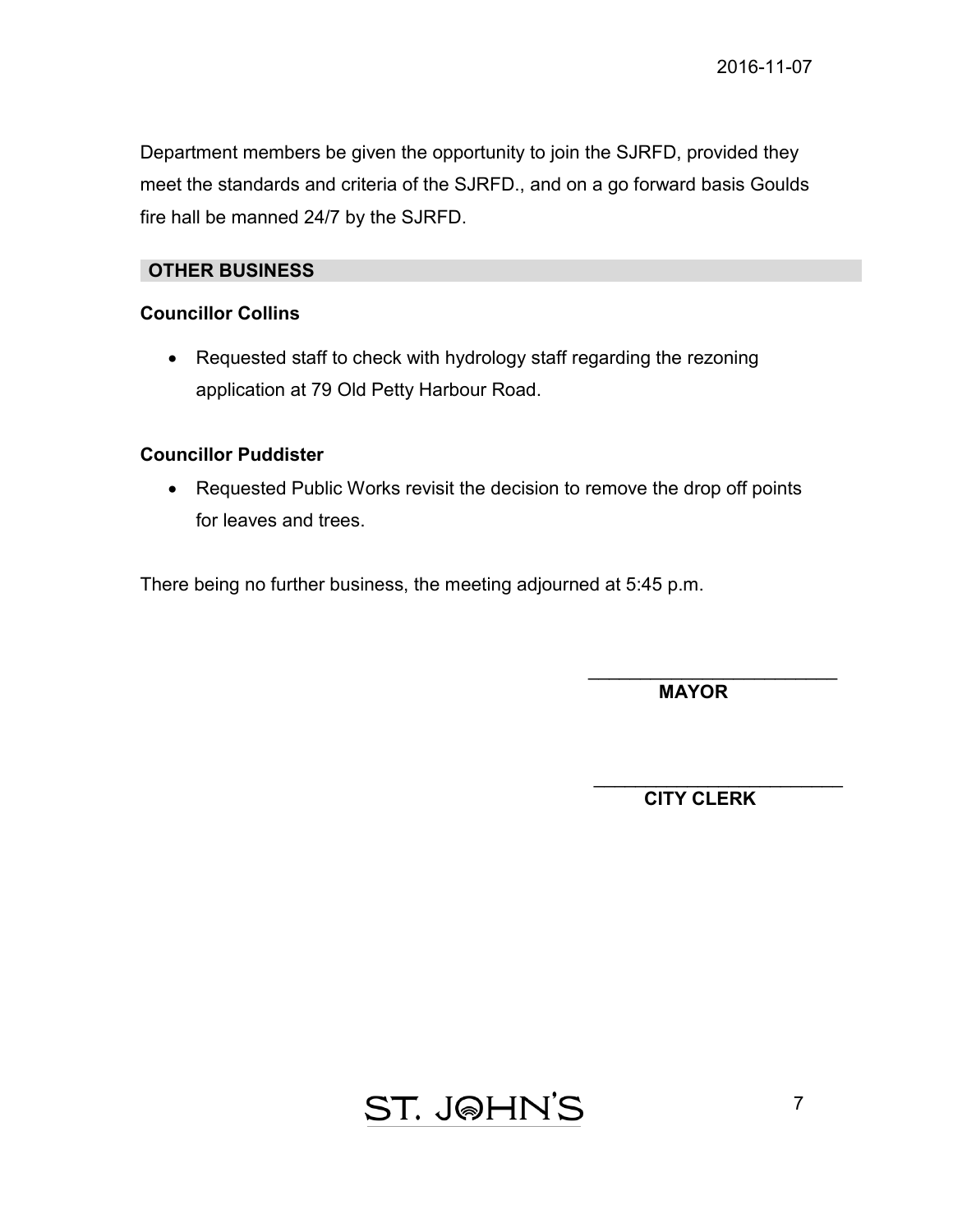Department members be given the opportunity to join the SJRFD, provided they meet the standards and criteria of the SJRFD., and on a go forward basis Goulds fire hall be manned 24/7 by the SJRFD.

## OTHER BUSINESS

**Councillor Collins**

- Requested staff to check with hydrology staff regarding the rezoning application at 79 Old Petty Harbour Road.

**Councillor Puddister**

- Requested Public Works revisit the decision to remove the drop off points for leaves and trees.

There being no further business, the meeting adjourned at 5:45 p.m.

\_\_\_\_\_\_\_\_\_\_\_\_\_\_\_\_\_\_\_\_\_\_\_\_\_\_
**MAYOR**

\_\_\_\_\_\_\_\_\_\_\_\_\_\_\_\_\_\_\_\_\_\_\_\_\_\_
**CITY CLERK**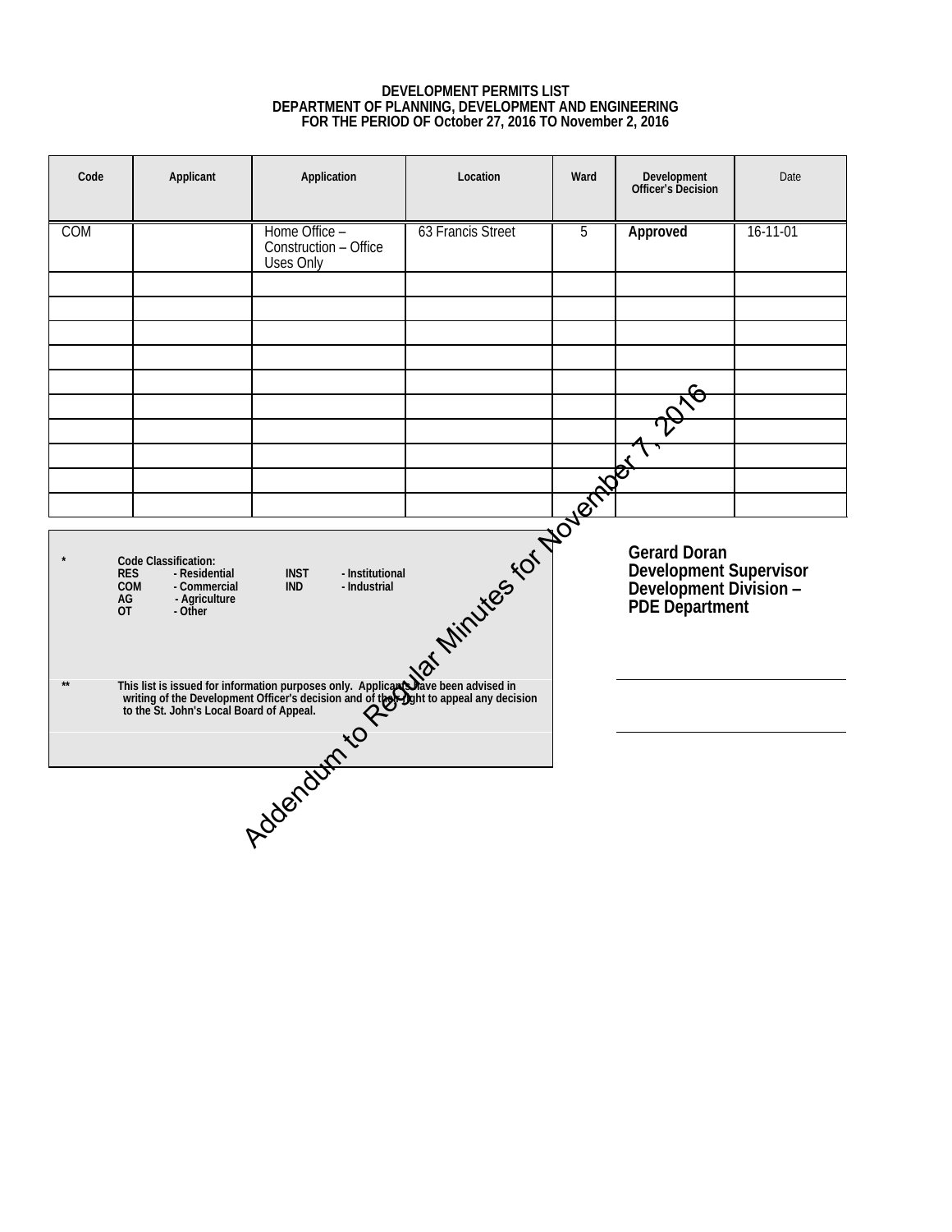**DEVELOPMENT PERMITS LIST**
**DEPARTMENT OF PLANNING, DEVELOPMENT AND ENGINEERING**
**FOR THE PERIOD OF October 27, 2016 TO November 2, 2016**

| Code | Applicant | Application | Location | Ward | Development Officer's Decision | Date |
|---|---|---|---|---|---|---|
| COM | | Home Office – Construction – Office Uses Only | 63 Francis Street | 5 | **Approved** | 16-11-01 |
| | | | | | | |
| | | | | | | |
| | | | | | | |
| | | | | | | |
| | | | | | | |
| | | | | | | |
| | | | | | | |
| | | | | | | |
| | | | | | | |
| | | | | | | |

\* Code Classification:
RES - Residential
COM - Commercial
AG - Agriculture
OT - Other
INST - Institutional
IND - Industrial

\*\* This list is issued for information purposes only. Applicants have been advised in writing of the Development Officer's decision and of their right to appeal any decision to the St. John's Local Board of Appeal.

**Gerard Doran**
**Development Supervisor**
**Development Division –**
**PDE Department**

Addendum to Regular Minutes for November 7, 2016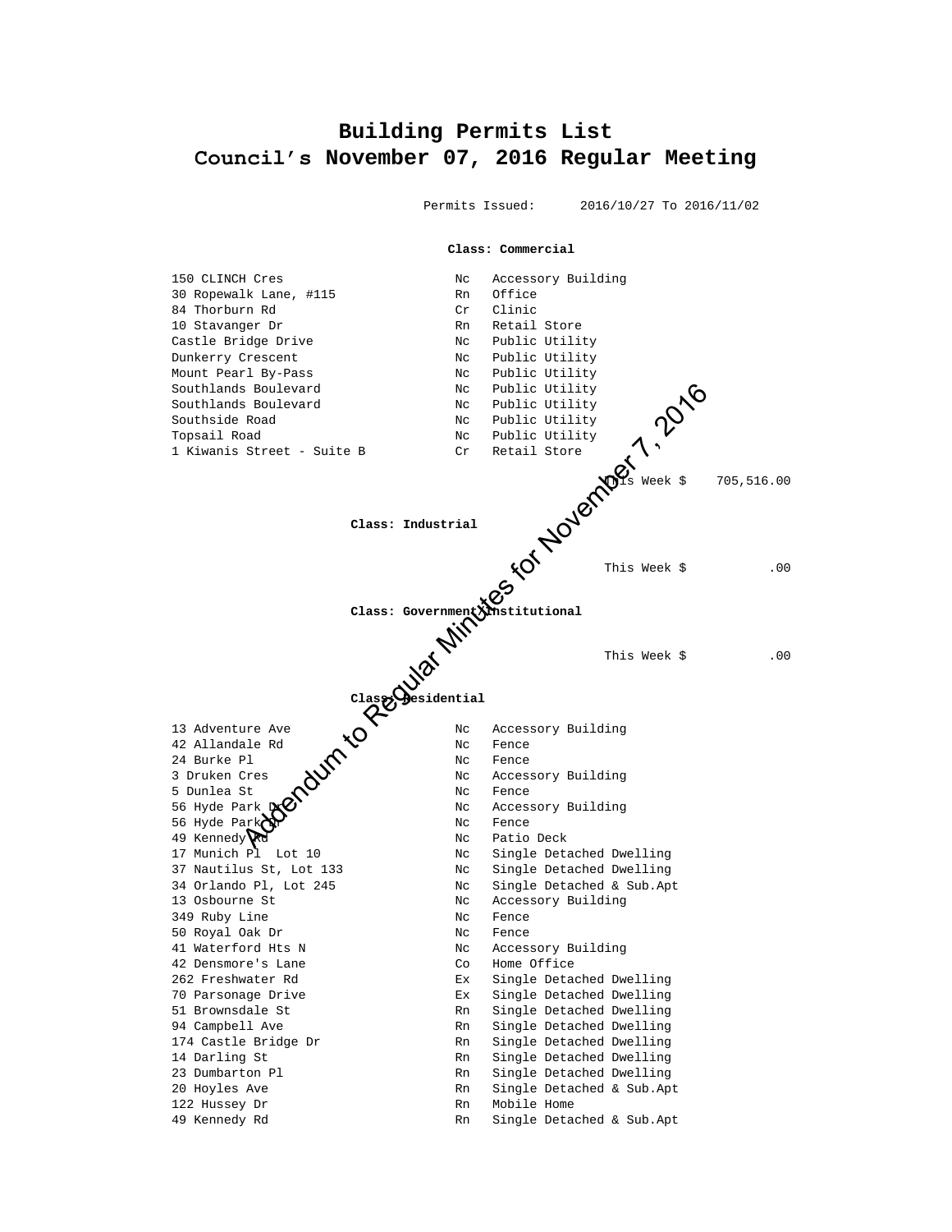# Building Permits List
# Council's November 07, 2016 Regular Meeting

Permits Issued: 2016/10/27 To 2016/11/02

**Class: Commercial**

| | | |
|---|---|---|
| 150 CLINCH Cres | Nc | Accessory Building |
| 30 Ropewalk Lane, #115 | Rn | Office |
| 84 Thorburn Rd | Cr | Clinic |
| 10 Stavanger Dr | Rn | Retail Store |
| Castle Bridge Drive | Nc | Public Utility |
| Dunkerry Crescent | Nc | Public Utility |
| Mount Pearl By-Pass | Nc | Public Utility |
| Southlands Boulevard | Nc | Public Utility |
| Southlands Boulevard | Nc | Public Utility |
| Southside Road | Nc | Public Utility |
| Topsail Road | Nc | Public Utility |
| 1 Kiwanis Street - Suite B | Cr | Retail Store |

This Week $ 705,516.00

**Class: Industrial**

This Week $ .00

**Class: Government/Institutional**

This Week $ .00

**Class: Residential**

| | | |
|---|---|---|
| 13 Adventure Ave | Nc | Accessory Building |
| 42 Allandale Rd | Nc | Fence |
| 24 Burke Pl | Nc | Fence |
| 3 Druken Cres | Nc | Accessory Building |
| 5 Dunlea St | Nc | Fence |
| 56 Hyde Park Dr | Nc | Accessory Building |
| 56 Hyde Park Dr | Nc | Fence |
| 49 Kennedy Rd | Nc | Patio Deck |
| 17 Munich Pl Lot 10 | Nc | Single Detached Dwelling |
| 37 Nautilus St, Lot 133 | Nc | Single Detached Dwelling |
| 34 Orlando Pl, Lot 245 | Nc | Single Detached & Sub.Apt |
| 13 Osbourne St | Nc | Accessory Building |
| 349 Ruby Line | Nc | Fence |
| 50 Royal Oak Dr | Nc | Fence |
| 41 Waterford Hts N | Nc | Accessory Building |
| 42 Densmore's Lane | Co | Home Office |
| 262 Freshwater Rd | Ex | Single Detached Dwelling |
| 70 Parsonage Drive | Ex | Single Detached Dwelling |
| 51 Brownsdale St | Rn | Single Detached Dwelling |
| 94 Campbell Ave | Rn | Single Detached Dwelling |
| 174 Castle Bridge Dr | Rn | Single Detached Dwelling |
| 14 Darling St | Rn | Single Detached Dwelling |
| 23 Dumbarton Pl | Rn | Single Detached Dwelling |
| 20 Hoyles Ave | Rn | Single Detached & Sub.Apt |
| 122 Hussey Dr | Rn | Mobile Home |
| 49 Kennedy Rd | Rn | Single Detached & Sub.Apt |

Addendum to Regular Minutes for November 7, 2016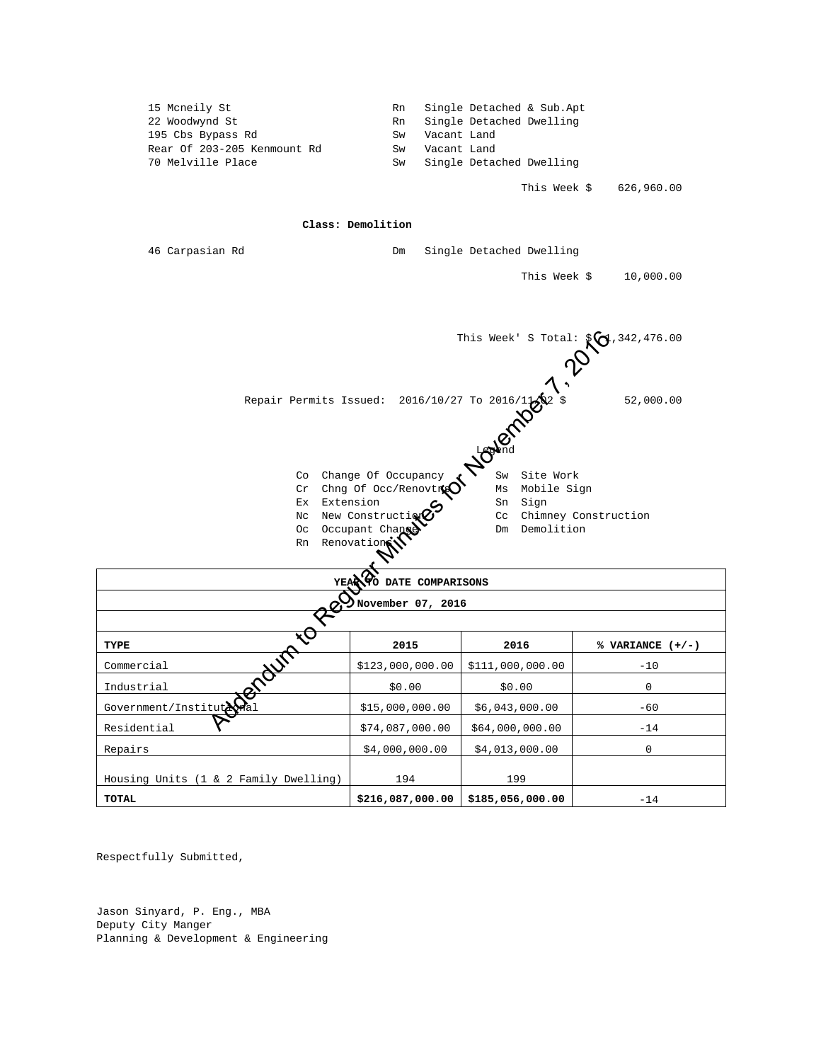| | | |
|---|---|---|
| 15 Mcneily St | Rn | Single Detached & Sub.Apt |
| 22 Woodwynd St | Rn | Single Detached Dwelling |
| 195 Cbs Bypass Rd | Sw | Vacant Land |
| Rear Of 203-205 Kenmount Rd | Sw | Vacant Land |
| 70 Melville Place | Sw | Single Detached Dwelling |

This Week $ 626,960.00

**Class: Demolition**

| | | |
|---|---|---|
| 46 Carpasian Rd | Dm | Single Detached Dwelling |

This Week $ 10,000.00

This Week' S Total: $ 1,342,476.00

Repair Permits Issued: 2016/10/27 To 2016/11/02 $ 52,000.00

Legend

| | | | |
|---|---|---|---|
| Co | Change Of Occupancy | Sw | Site Work |
| Cr | Chng Of Occ/Renovtn | Ms | Mobile Sign |
| Ex | Extension | Sn | Sign |
| Nc | New Construction | Cc | Chimney Construction |
| Oc | Occupant Change | Dm | Demolition |
| Rn | Renovations | | |

Addendum to Regular Minutes for November 7, 2016

**YEAR TO DATE COMPARISONS**

**November 07, 2016**

| **TYPE** | **2015** | **2016** | **% VARIANCE (+/-)** |
|---|---|---|---|
| Commercial | $123,000,000.00 | $111,000,000.00 | -10 |
| Industrial | $0.00 | $0.00 | 0 |
| Government/Institutional | $15,000,000.00 | $6,043,000.00 | -60 |
| Residential | $74,087,000.00 | $64,000,000.00 | -14 |
| Repairs | $4,000,000.00 | $4,013,000.00 | 0 |
| Housing Units (1 & 2 Family Dwelling) | 194 | 199 | |
| **TOTAL** | **$216,087,000.00** | **$185,056,000.00** | -14 |

Respectfully Submitted,

Jason Sinyard, P. Eng., MBA
Deputy City Manger
Planning & Development & Engineering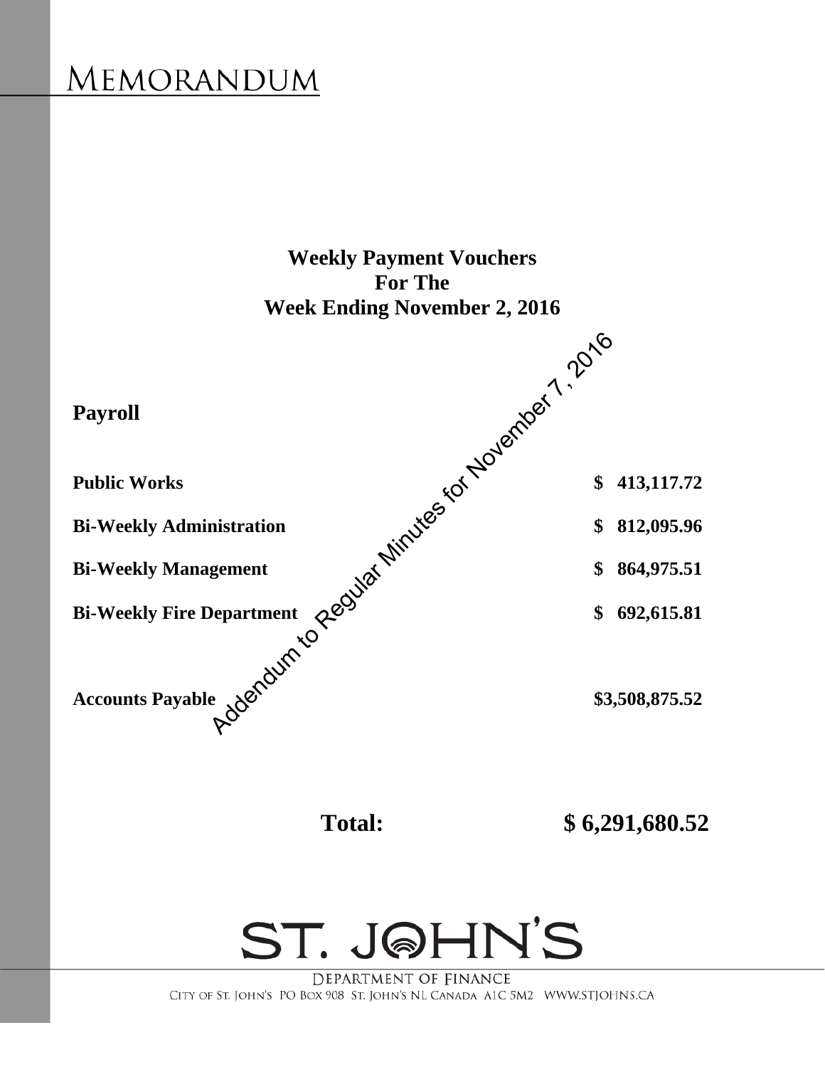# MEMORANDUM

## Weekly Payment Vouchers
## For The
## Week Ending November 2, 2016

Addendum to Regular Minutes for November 7, 2016

**Payroll**

| | |
|---|---|
| **Public Works** | **$ 413,117.72** |
| **Bi-Weekly Administration** | **$ 812,095.96** |
| **Bi-Weekly Management** | **$ 864,975.51** |
| **Bi-Weekly Fire Department** | **$ 692,615.81** |
| **Accounts Payable** | **$3,508,875.52** |
| **Total:** | **$ 6,291,680.52** |

ST. JOHN'S

DEPARTMENT OF FINANCE
CITY OF ST. JOHN'S PO BOX 908 ST. JOHN'S NL CANADA A1C 5M2 WWW.STJOHNS.CA